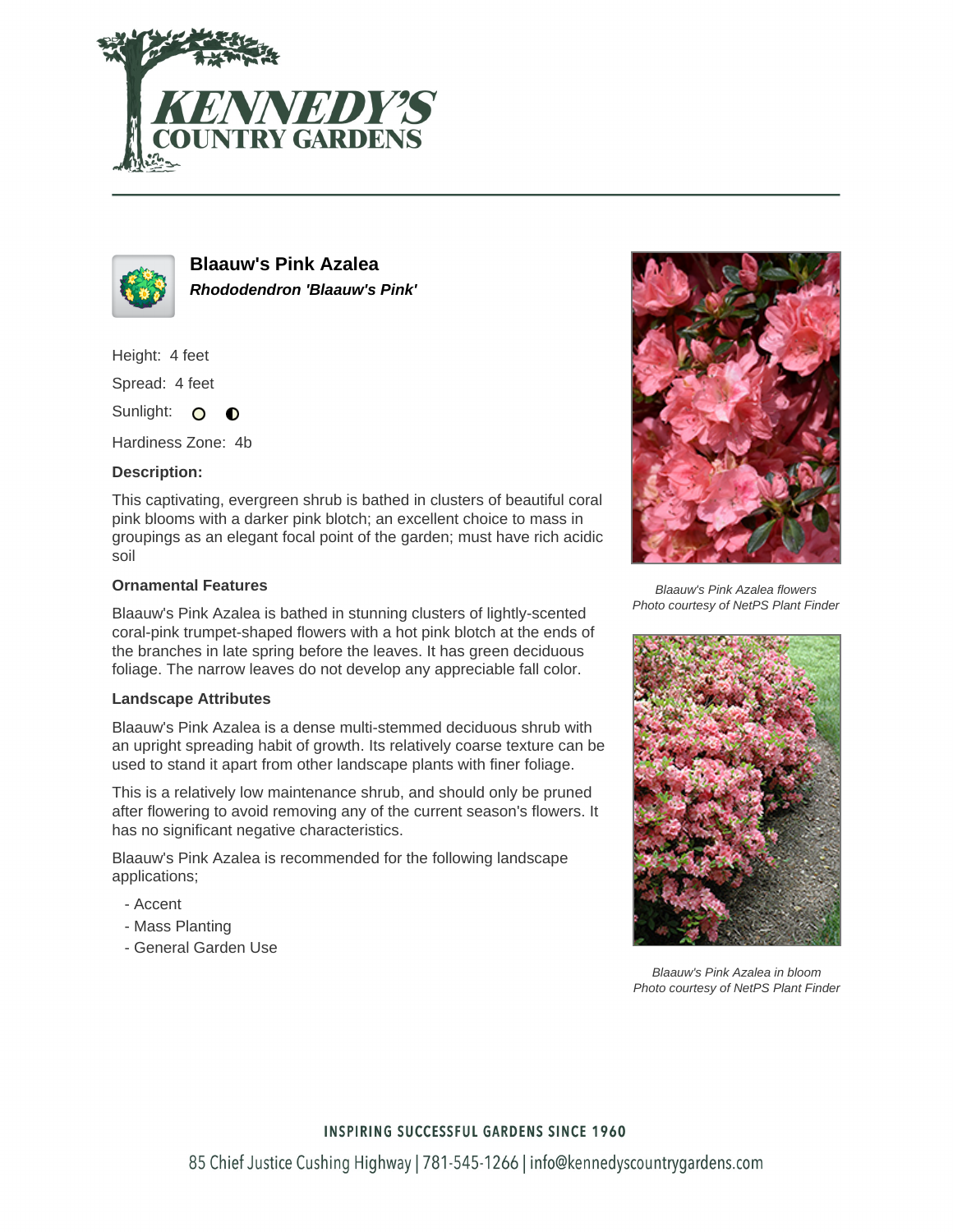# Blaauw's Pink Azalea

***Rhododendron 'Blaauw's Pink'***

Height: 4 feet

Spread: 4 feet

Sunlight:

Hardiness Zone: 4b

**Description:**

This captivating, evergreen shrub is bathed in clusters of beautiful coral pink blooms with a darker pink blotch; an excellent choice to mass in groupings as an elegant focal point of the garden; must have rich acidic soil

## Ornamental Features

Blaauw's Pink Azalea is bathed in stunning clusters of lightly-scented coral-pink trumpet-shaped flowers with a hot pink blotch at the ends of the branches in late spring before the leaves. It has green deciduous foliage. The narrow leaves do not develop any appreciable fall color.

## Landscape Attributes

Blaauw's Pink Azalea is a dense multi-stemmed deciduous shrub with an upright spreading habit of growth. Its relatively coarse texture can be used to stand it apart from other landscape plants with finer foliage.

This is a relatively low maintenance shrub, and should only be pruned after flowering to avoid removing any of the current season's flowers. It has no significant negative characteristics.

Blaauw's Pink Azalea is recommended for the following landscape applications;

- Accent
- Mass Planting
- General Garden Use

*Blaauw's Pink Azalea flowers*
*Photo courtesy of NetPS Plant Finder*

*Blaauw's Pink Azalea in bloom*
*Photo courtesy of NetPS Plant Finder*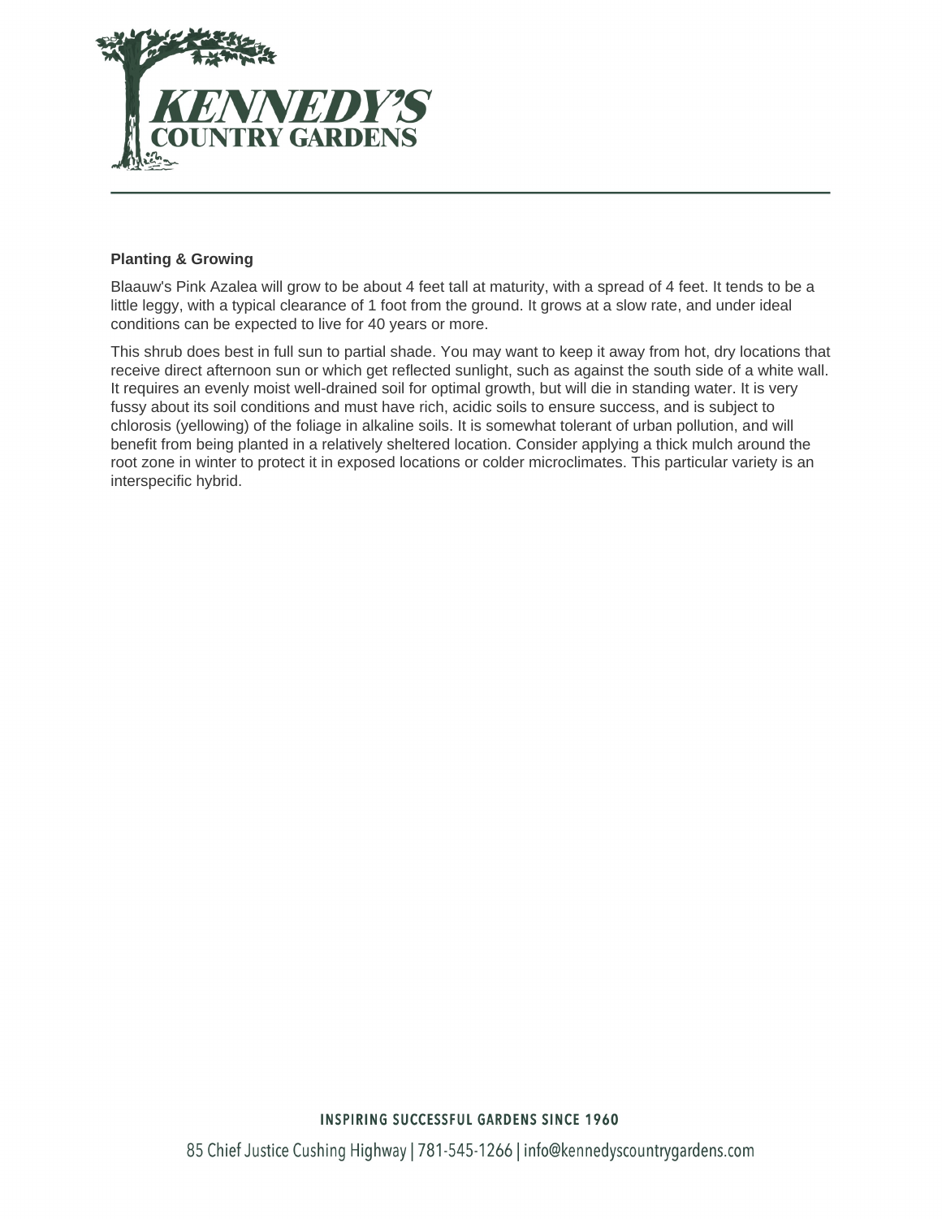**Planting & Growing**

Blaauw's Pink Azalea will grow to be about 4 feet tall at maturity, with a spread of 4 feet. It tends to be a little leggy, with a typical clearance of 1 foot from the ground. It grows at a slow rate, and under ideal conditions can be expected to live for 40 years or more.

This shrub does best in full sun to partial shade. You may want to keep it away from hot, dry locations that receive direct afternoon sun or which get reflected sunlight, such as against the south side of a white wall. It requires an evenly moist well-drained soil for optimal growth, but will die in standing water. It is very fussy about its soil conditions and must have rich, acidic soils to ensure success, and is subject to chlorosis (yellowing) of the foliage in alkaline soils. It is somewhat tolerant of urban pollution, and will benefit from being planted in a relatively sheltered location. Consider applying a thick mulch around the root zone in winter to protect it in exposed locations or colder microclimates. This particular variety is an interspecific hybrid.